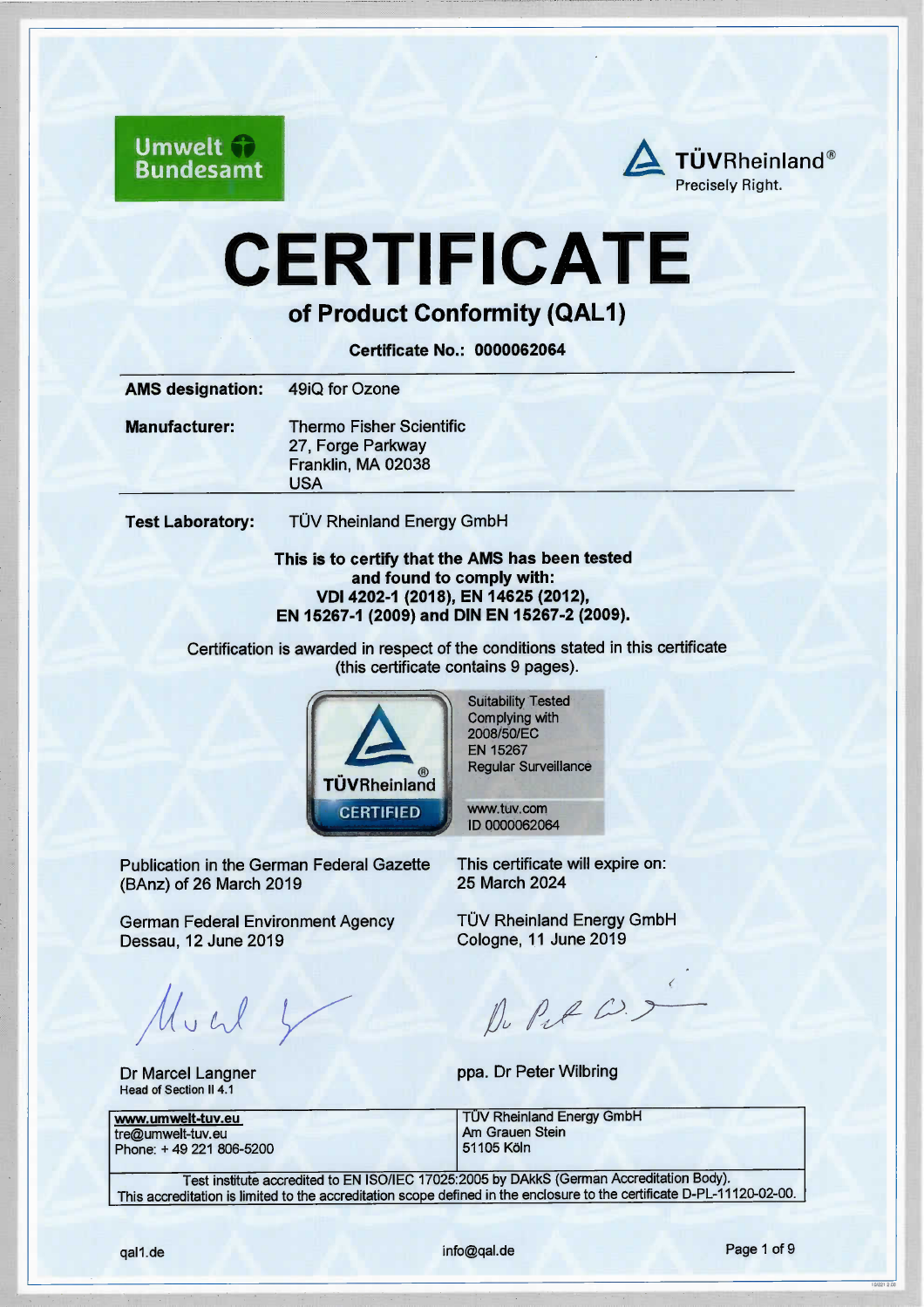Umwelt Bundesamt

TÜVRheinland®
Precisely Right.

# CERTIFICATE

## of Product Conformity (QAL1)

**Certificate No.: 0000062064**

| | |
|---|---|
| **AMS designation:** | 49iQ for Ozone |
| **Manufacturer:** | Thermo Fisher Scientific<br>27, Forge Parkway<br>Franklin, MA 02038<br>USA |
| **Test Laboratory:** | TÜV Rheinland Energy GmbH |

**This is to certify that the AMS has been tested and found to comply with: VDI 4202-1 (2018), EN 14625 (2012), EN 15267-1 (2009) and DIN EN 15267-2 (2009).**

Certification is awarded in respect of the conditions stated in this certificate (this certificate contains 9 pages).

TÜVRheinland® CERTIFIED

Suitability Tested
Complying with
2008/50/EC
EN 15267
Regular Surveillance

www.tuv.com
ID 0000062064

Publication in the German Federal Gazette (BAnz) of 26 March 2019

This certificate will expire on:
25 March 2024

German Federal Environment Agency
Dessau, 12 June 2019

TÜV Rheinland Energy GmbH
Cologne, 11 June 2019

Dr Marcel Langner
Head of Section II 4.1

ppa. Dr Peter Wilbring

| | |
|---|---|
| **www.umwelt-tuv.eu**<br>tre@umwelt-tuv.eu<br>Phone: + 49 221 806-5200 | TÜV Rheinland Energy GmbH<br>Am Grauen Stein<br>51105 Köln |

Test institute accredited to EN ISO/IEC 17025:2005 by DAkkS (German Accreditation Body).
This accreditation is limited to the accreditation scope defined in the enclosure to the certificate D-PL-11120-02-00.

qal1.de info@qal.de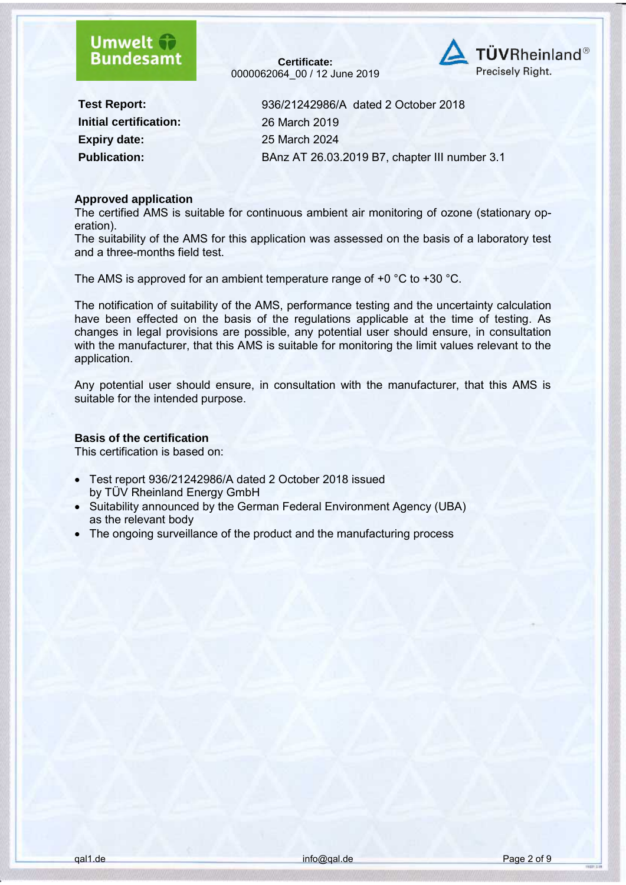Umwelt Bundesamt

**Certificate:**
0000062064_00 / 12 June 2019

TÜVRheinland®
Precisely Right.

| | |
|---|---|
| **Test Report:** | 936/21242986/A dated 2 October 2018 |
| **Initial certification:** | 26 March 2019 |
| **Expiry date:** | 25 March 2024 |
| **Publication:** | BAnz AT 26.03.2019 B7, chapter III number 3.1 |

## Approved application

The certified AMS is suitable for continuous ambient air monitoring of ozone (stationary operation).
The suitability of the AMS for this application was assessed on the basis of a laboratory test and a three-months field test.

The AMS is approved for an ambient temperature range of +0 °C to +30 °C.

The notification of suitability of the AMS, performance testing and the uncertainty calculation have been effected on the basis of the regulations applicable at the time of testing. As changes in legal provisions are possible, any potential user should ensure, in consultation with the manufacturer, that this AMS is suitable for monitoring the limit values relevant to the application.

Any potential user should ensure, in consultation with the manufacturer, that this AMS is suitable for the intended purpose.

## Basis of the certification

This certification is based on:

- Test report 936/21242986/A dated 2 October 2018 issued by TÜV Rheinland Energy GmbH
- Suitability announced by the German Federal Environment Agency (UBA) as the relevant body
- The ongoing surveillance of the product and the manufacturing process

qal1.de info@qal.de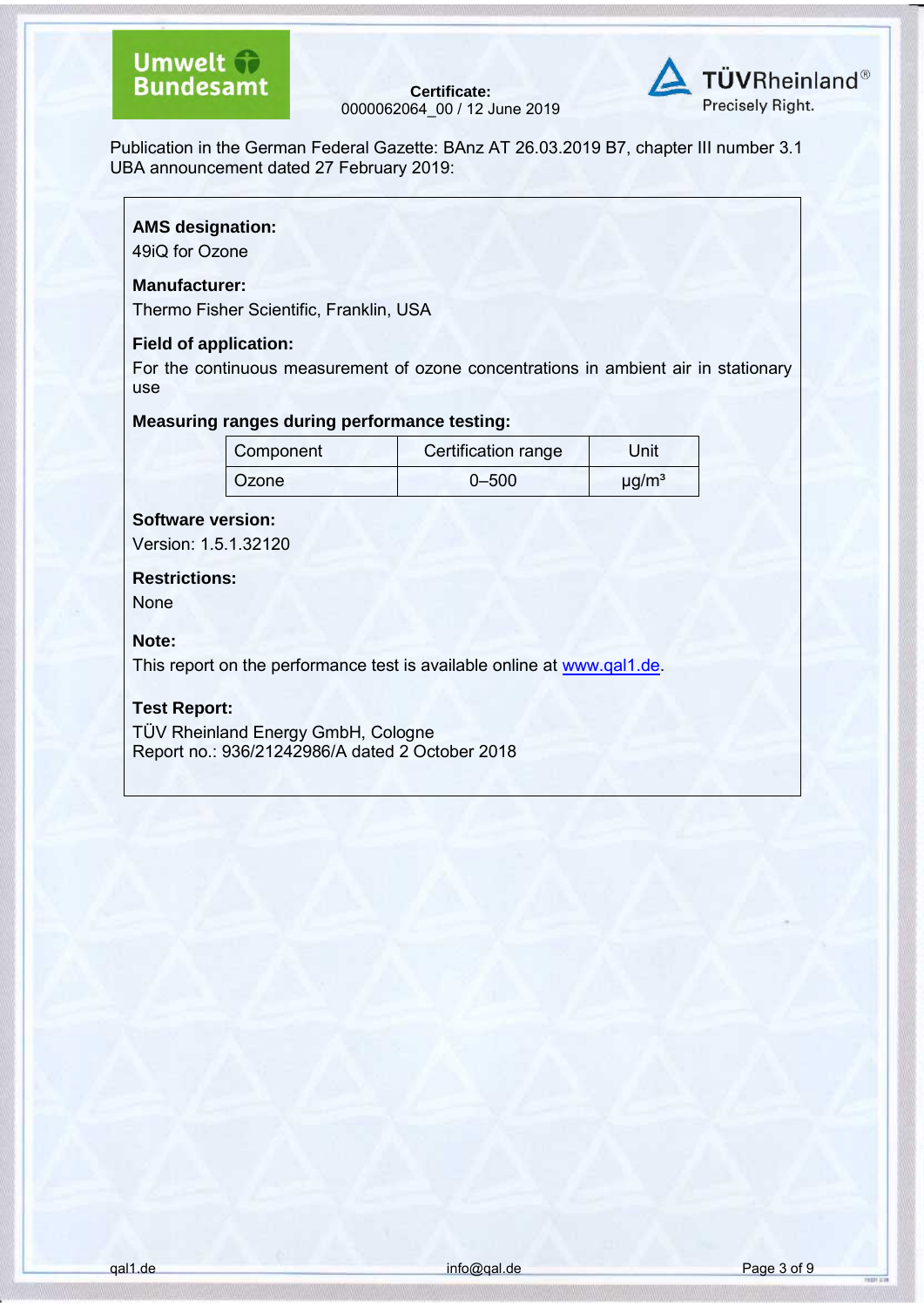Certificate:
0000062064_00 / 12 June 2019

Publication in the German Federal Gazette: BAnz AT 26.03.2019 B7, chapter III number 3.1
UBA announcement dated 27 February 2019:

**AMS designation:**
49iQ for Ozone

**Manufacturer:**
Thermo Fisher Scientific, Franklin, USA

**Field of application:**
For the continuous measurement of ozone concentrations in ambient air in stationary use

**Measuring ranges during performance testing:**

| Component | Certification range | Unit |
|---|---|---|
| Ozone | 0–500 | µg/m³ |

**Software version:**
Version: 1.5.1.32120

**Restrictions:**
None

**Note:**
This report on the performance test is available online at www.qal1.de.

**Test Report:**
TÜV Rheinland Energy GmbH, Cologne
Report no.: 936/21242986/A dated 2 October 2018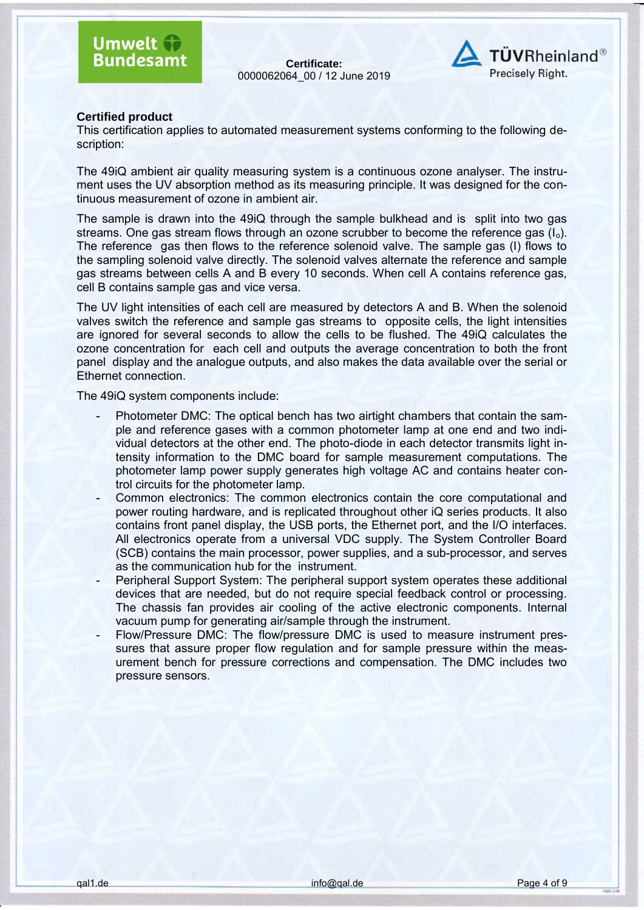**Certified product**

This certification applies to automated measurement systems conforming to the following description:

The 49iQ ambient air quality measuring system is a continuous ozone analyser. The instrument uses the UV absorption method as its measuring principle. It was designed for the continuous measurement of ozone in ambient air.

The sample is drawn into the 49iQ through the sample bulkhead and is split into two gas streams. One gas stream flows through an ozone scrubber to become the reference gas ($I_o$). The reference gas then flows to the reference solenoid valve. The sample gas (I) flows to the sampling solenoid valve directly. The solenoid valves alternate the reference and sample gas streams between cells A and B every 10 seconds. When cell A contains reference gas, cell B contains sample gas and vice versa.

The UV light intensities of each cell are measured by detectors A and B. When the solenoid valves switch the reference and sample gas streams to opposite cells, the light intensities are ignored for several seconds to allow the cells to be flushed. The 49iQ calculates the ozone concentration for each cell and outputs the average concentration to both the front panel display and the analogue outputs, and also makes the data available over the serial or Ethernet connection.

The 49iQ system components include:

- Photometer DMC: The optical bench has two airtight chambers that contain the sample and reference gases with a common photometer lamp at one end and two individual detectors at the other end. The photo-diode in each detector transmits light intensity information to the DMC board for sample measurement computations. The photometer lamp power supply generates high voltage AC and contains heater control circuits for the photometer lamp.
- Common electronics: The common electronics contain the core computational and power routing hardware, and is replicated throughout other iQ series products. It also contains front panel display, the USB ports, the Ethernet port, and the I/O interfaces. All electronics operate from a universal VDC supply. The System Controller Board (SCB) contains the main processor, power supplies, and a sub-processor, and serves as the communication hub for the instrument.
- Peripheral Support System: The peripheral support system operates these additional devices that are needed, but do not require special feedback control or processing. The chassis fan provides air cooling of the active electronic components. Internal vacuum pump for generating air/sample through the instrument.
- Flow/Pressure DMC: The flow/pressure DMC is used to measure instrument pressures that assure proper flow regulation and for sample pressure within the measurement bench for pressure corrections and compensation. The DMC includes two pressure sensors.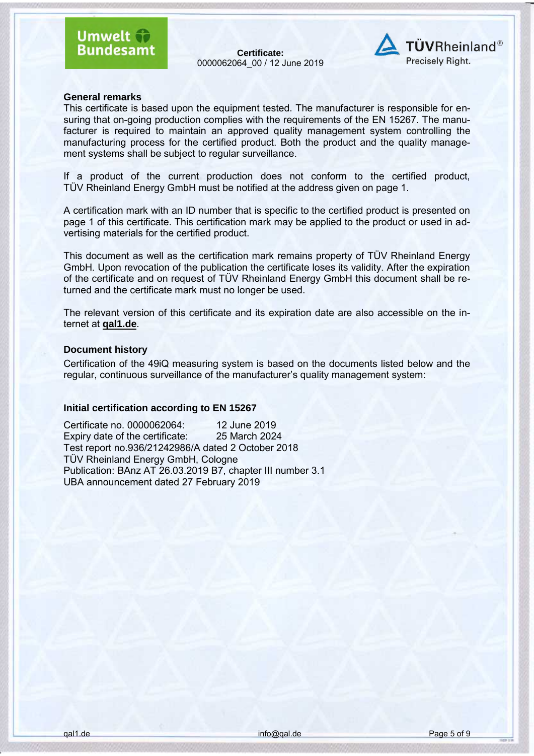## General remarks

This certificate is based upon the equipment tested. The manufacturer is responsible for ensuring that on-going production complies with the requirements of the EN 15267. The manufacturer is required to maintain an approved quality management system controlling the manufacturing process for the certified product. Both the product and the quality management systems shall be subject to regular surveillance.

If a product of the current production does not conform to the certified product, TÜV Rheinland Energy GmbH must be notified at the address given on page 1.

A certification mark with an ID number that is specific to the certified product is presented on page 1 of this certificate. This certification mark may be applied to the product or used in advertising materials for the certified product.

This document as well as the certification mark remains property of TÜV Rheinland Energy GmbH. Upon revocation of the publication the certificate loses its validity. After the expiration of the certificate and on request of TÜV Rheinland Energy GmbH this document shall be returned and the certificate mark must no longer be used.

The relevant version of this certificate and its expiration date are also accessible on the internet at **qal1.de**.

## Document history

Certification of the 49iQ measuring system is based on the documents listed below and the regular, continuous surveillance of the manufacturer's quality management system:

### Initial certification according to EN 15267

Certificate no. 0000062064: 12 June 2019
Expiry date of the certificate: 25 March 2024
Test report no.936/21242986/A dated 2 October 2018
TÜV Rheinland Energy GmbH, Cologne
Publication: BAnz AT 26.03.2019 B7, chapter III number 3.1
UBA announcement dated 27 February 2019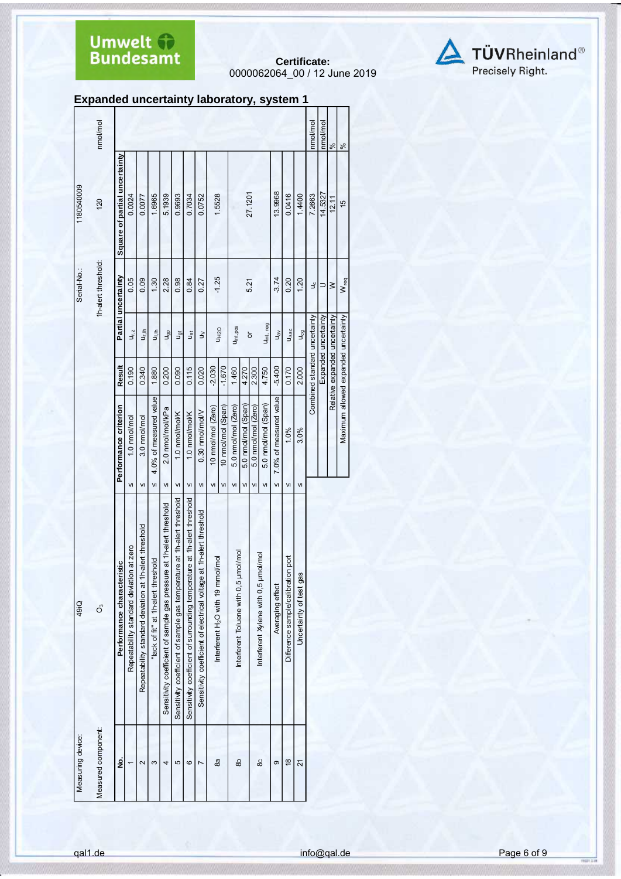Certificate:
0000062064_00 / 12 June 2019

## Expanded uncertainty laboratory, system 1

| Measuring device: | 49IQ | Serial-No.: | 1180540009 | |
|---|---|---|---|---|
| Measured component: | $O_3$ | 1h-alert threshold: | 120 | nmol/mol |

| No. | Performance characteristic | | Performance criterion | Result | Partial uncertainty | | Square of partial uncertainty |
|---|---|---|---|---|---|---|---|
| 1 | Repeatability standard deviation at zero | ≤ | 1.0 nmol/mol | 0.190 | $u_{r,z}$ | 0.05 | 0.0024 |
| 2 | Repeatability standard deviation at 1h-alert threshold | ≤ | 3.0 nmol/mol | 0.340 | $u_{r,lh}$ | 0.09 | 0.0077 |
| 3 | "lack of fit" at 1h-alert threshold | ≤ | 4.0% of measured value | 1.880 | $u_{l,lh}$ | 1.30 | 1.6965 |
| 4 | Sensitivity coefficient of sample gas pressure at 1h-alert threshold | ≤ | 2.0 nmol/mol/kPa | 0.200 | $u_{gp}$ | 2.28 | 5.1939 |
| 5 | Sensitivity coefficient of sample gas temperature at 1h-alert threshold | ≤ | 1.0 nmol/mol/K | 0.090 | $u_{gt}$ | 0.98 | 0.9693 |
| 6 | Sensitivity coefficient of surrounding temperature at 1h-alert threshold | ≤ | 1.0 nmol/mol/K | 0.115 | $u_{st}$ | 0.84 | 0.7034 |
| 7 | Sensitivity coefficient of electrical voltage at 1h-alert threshold | ≤ | 0.30 nmol/mol/V | 0.020 | $u_V$ | 0.27 | 0.0752 |
| 8a | Interferent $H_2O$ with 19 mmol/mol | ≤ | 10 nmol/mol (Zero) | -2.030 | $u_{H2O}$ | -1.25 | 1.5528 |
| | | ≤ | 10 nmol/mol (Span) | -1.670 | | | |
| 8b | Interferent Toluene with 0,5 µmol/mol | ≤ | 5.0 nmol/mol (Zero) | 1.460 | $u_{int,pos}$ | | |
| | | ≤ | 5.0 nmol/mol (Span) | 4.270 | or | 5.21 | 27.1201 |
| 8c | Interferent Xylene with 0,5 µmol/mol | ≤ | 5.0 nmol/mol (Zero) | 2.300 | | | |
| | | ≤ | 5.0 nmol/mol (Span) | 4.750 | $u_{int,neg}$ | | |
| 9 | Averaging effect | ≤ | 7.0% of measured value | -5.400 | $u_{av}$ | -3.74 | 13.9968 |
| 18 | Difference sample/calibration port | ≤ | 1.0% | 0.170 | $u_{\Delta sc}$ | 0.20 | 0.0416 |
| 21 | Uncertainty of test gas | ≤ | 3.0% | 2.000 | $u_{cg}$ | 1.20 | 1.4400 |
| | | | Combined standard uncertainty | | $u_c$ | | 7.2663 nmol/mol |
| | | | Expanded uncertainty | | U | | 14.5327 nmol/mol |
| | | | Relative expanded uncertainty | | W | | 12.11 % |
| | | | Maximum allowed expanded uncertainty | | $W_{req}$ | | 15 % |

qal1.de info@qal.de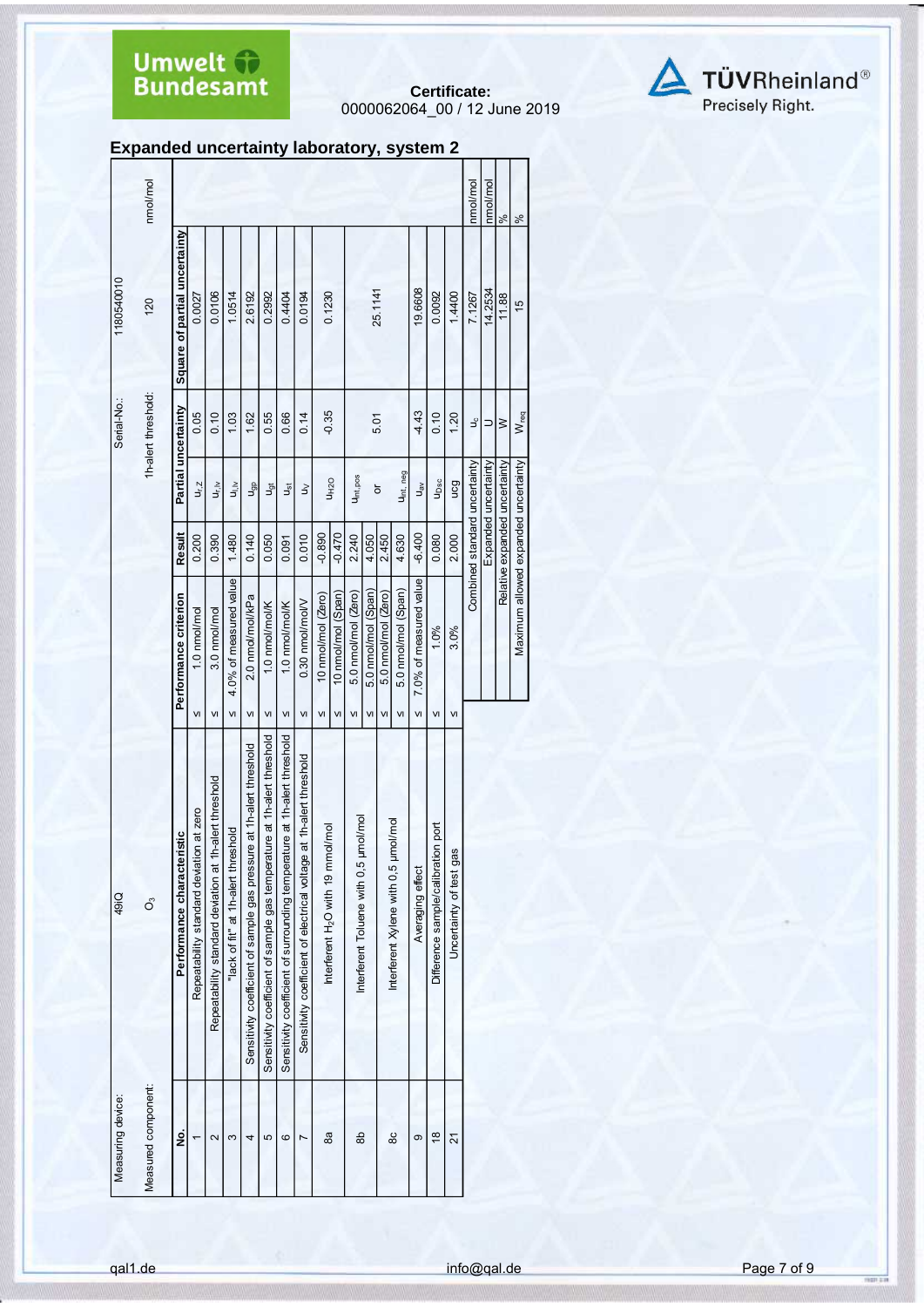Certificate:
0000062064_00 / 12 June 2019

## Expanded uncertainty laboratory, system 2

| Measuring device: | 49iQ | | | Serial-No.: | 1180540010 | |
|---|---|---|---|---|---|---|
| Measured component: | $O_3$ | | | 1h-alert threshold: | 120 | nmol/mol |

| No. | Performance characteristic | | Performance criterion | Result | Partial uncertainty | | Square of partial uncertainty |
|---|---|---|---|---|---|---|---|
| 1 | Repeatability standard deviation at zero | ≤ | 1.0 nmol/mol | 0.200 | $u_{r,z}$ | 0.05 | 0.0027 |
| 2 | Repeatability standard deviation at 1h-alert threshold | ≤ | 3.0 nmol/mol | 0.390 | $u_{r,lv}$ | 0.10 | 0.0106 |
| 3 | "lack of fit" at 1h-alert threshold | ≤ | 4.0% of measured value | 1.480 | $u_{l,lv}$ | 1.03 | 1.0514 |
| 4 | Sensitivity coefficient of sample gas pressure at 1h-alert threshold | ≤ | 2.0 nmol/mol/kPa | 0.140 | $u_{gp}$ | 1.62 | 2.6192 |
| 5 | Sensitivity coefficient of sample gas temperature at 1h-alert threshold | ≤ | 1.0 nmol/mol/K | 0.050 | $u_{gt}$ | 0.55 | 0.2992 |
| 6 | Sensitivity coefficient of surrounding temperature at 1h-alert threshold | ≤ | 1.0 nmol/mol/K | 0.091 | $u_{st}$ | 0.66 | 0.4404 |
| 7 | Sensitivity coefficient of electrical voltage at 1h-alert threshold | ≤ | 0.30 nmol/mol/V | 0.010 | $u_V$ | 0.14 | 0.0194 |
| 8a | Interferent $H_2O$ with 19 mmol/mol | ≤ | 10 nmol/mol (Zero) | -0.890 | $u_{H2O}$ | -0.35 | 0.1230 |
| | | ≤ | 10 nmol/mol (Span) | -0.470 | | | |
| 8b | Interferent Toluene with 0,5 µmol/mol | ≤ | 5.0 nmol/mol (Zero) | 2.240 | $u_{int,pos}$ | | |
| | | ≤ | 5.0 nmol/mol (Span) | 4.050 | or | 5.01 | 25.1141 |
| 8c | Interferent Xylene with 0,5 µmol/mol | ≤ | 5.0 nmol/mol (Zero) | 2.450 | $u_{int,neg}$ | | |
| | | ≤ | 5.0 nmol/mol (Span) | 4.630 | | | |
| 9 | Averaging effect | ≤ | 7.0% of measured value | -6.400 | $u_{av}$ | -4.43 | 19.6608 |
| 18 | Difference sample/calibration port | ≤ | 1.0% | 0.080 | $u_{Dsc}$ | 0.10 | 0.0092 |
| 21 | Uncertainty of test gas | ≤ | 3.0% | 2.000 | ucg | 1.20 | 1.4400 |
| | | | Combined standard uncertainty | | $u_c$ | 7.1267 | nmol/mol |
| | | | Expanded uncertainty | | U | 14.2534 | nmol/mol |
| | | | Relative expanded uncertainty | | W | 11.88 | % |
| | | | Maximum allowed expanded uncertainty | | $W_{req}$ | 15 | % |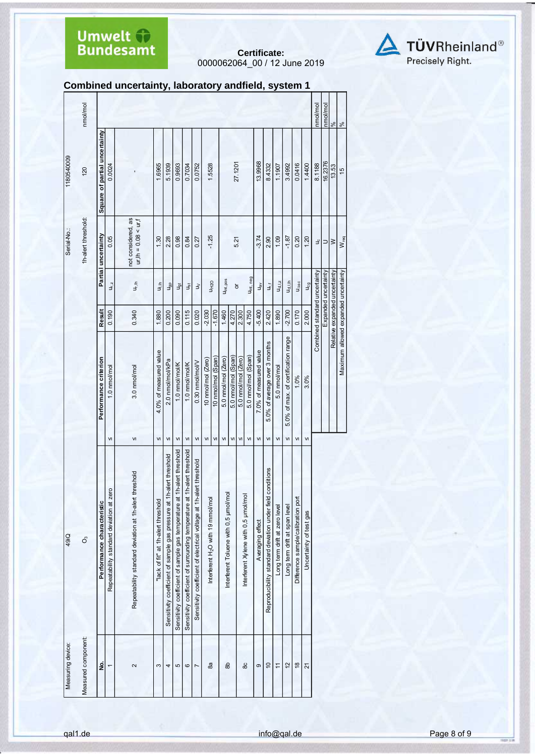Certificate:
0000062064_00 / 12 June 2019

## Combined uncertainty, laboratory andfield, system 1

| Measuring device: | 49iQ | | | Serial-No.: | 1180540009 | |
|---|---|---|---|---|---|---|
| Measured component: | $O_3$ | | | 1h-alert threshold: | 120 | nmol/mol |

| No. | Performance characteristic | | Performance criterion | Result | Partial uncertainty | | Square of partial uncertainty |
|---|---|---|---|---|---|---|---|
| 1 | Repeatability standard deviation at zero | ≤ | 1.0 nmol/mol | 0.190 | $u_{r,z}$ | 0.05 | 0.0024 |
| 2 | Repeatability standard deviation at 1h-alert threshold | ≤ | 3.0 nmol/mol | 0.340 | $u_{r,lh}$ | not considered, as $u_{r,lh} = 0.08 < u_{r,f}$ | - |
| 3 | "lack of fit" at 1h-alert threshold | ≤ | 4.0% of measured value | 1.880 | $u_{l,lh}$ | 1.30 | 1.6965 |
| 4 | Sensitivity coefficient of sample gas pressure at 1h-alert threshold | ≤ | 2.0 nmol/mol/kPa | 0.200 | $u_{gp}$ | 2.28 | 5.1939 |
| 5 | Sensitivity coefficient of sample gas temperature at 1h-alert threshold | ≤ | 1.0 nmol/mol/K | 0.090 | $u_{gt}$ | 0.98 | 0.9693 |
| 6 | Sensitivity coefficient of surrounding temperature at 1h-alert threshold | ≤ | 1.0 nmol/mol/K | 0.115 | $u_{st}$ | 0.84 | 0.7034 |
| 7 | Sensitivity coefficient of electrical voltage at 1h-alert threshold | ≤ | 0.30 nmol/mol/V | 0.020 | $u_V$ | 0.27 | 0.0752 |
| 8a | Interferent $H_2O$ with 19 mmol/mol | ≤ | 10 nmol/mol (Zero) | -2.030 | $u_{H2O}$ | -1.25 | 1.5528 |
| | | ≤ | 10 nmol/mol (Span) | -1.670 | | | |
| 8b | Interferent Toluene with 0,5 µmol/mol | ≤ | 5.0 nmol/mol (Zero) | 1.460 | $u_{int,pos}$ | 5.21 | 27.1201 |
| | | ≤ | 5.0 nmol/mol (Span) | 4.270 | or | | |
| 8c | Interferent Xylene with 0,5 µmol/mol | ≤ | 5.0 nmol/mol (Zero) | 2.300 | $u_{int,neg}$ | | |
| | | ≤ | 5.0 nmol/mol (Span) | 4.750 | | | |
| 9 | Averaging effect | ≤ | 7.0% of measured value | -5.400 | $u_{av}$ | -3.74 | 13.9968 |
| 10 | Reproducibility standard deviation under field conditions | ≤ | 5.0% of average over 3 months | 2.420 | $u_{r,f}$ | 2.90 | 8.4332 |
| 11 | Long term drift at zero level | ≤ | 5.0 nmol/mol | 1.890 | $u_{d,l,z}$ | 1.09 | 1.1907 |
| 12 | Long term drift at span level | ≤ | 5.0% of max. of certification range | -2.700 | $u_{d,l,lh}$ | -1.87 | 3.4992 |
| 18 | Difference sample/calibration port | ≤ | 1.0% | 0.170 | $u_{\Delta sc}$ | 0.20 | 0.0416 |
| 21 | Uncertainty of test gas | ≤ | 3.0% | 2.000 | $u_{cg}$ | 1.20 | 1.4400 |
| | | | Combined standard uncertainty | | $u_c$ | 8.1188 | nmol/mol |
| | | | Expanded uncertainty | | $U$ | 16.2376 | nmol/mol |
| | | | Relative expanded uncertainty | | $W$ | 13.53 | % |
| | | | Maximum allowed expanded uncertainty | | $W_{req}$ | 15 | % |

qal1.de | info@qal.de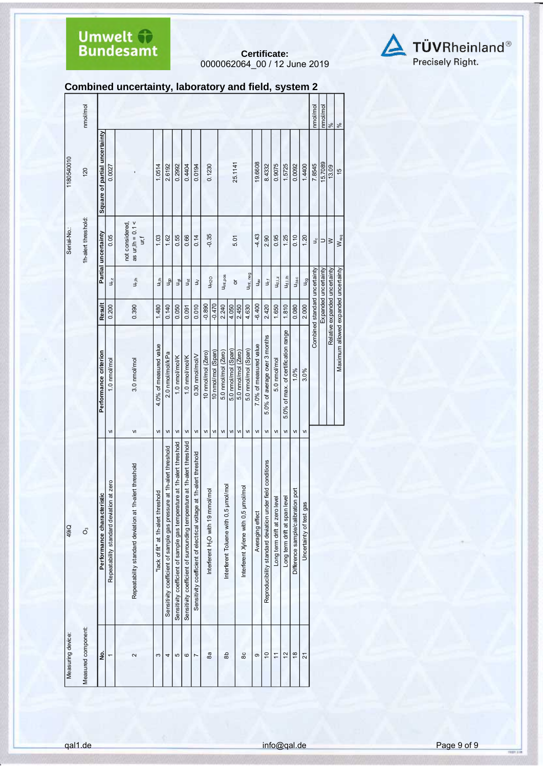Certificate:
0000062064_00 / 12 June 2019

## Combined uncertainty, laboratory and field, system 2

| | | | | |
|---|---|---|---|---|
| Measuring device: | 49iQ | | Serial-No.: | 1180540010 |
| Measured component: | $O_3$ | | 1h-alert threshold: | 120 nmol/mol |

| No. | Performance characteristic | | Performance criterion | Result | Partial uncertainty | | Square of partial uncertainty |
|---|---|---|---|---|---|---|---|
| 1 | Repeatability standard deviation at zero | ≤ | 1.0 nmol/mol | 0.200 | $u_{r,z}$ | 0.05 | 0.0027 |
| 2 | Repeatability standard deviation at 1h-alert threshold | ≤ | 3.0 nmol/mol | 0.390 | $u_{r,lh}$ | not considered, as ur,lh = 0.1 < ur,f | - |
| 3 | "lack of fit" at 1h-alert threshold | ≤ | 4.0% of measured value | 1.480 | $u_{l,lh}$ | 1.03 | 1.0514 |
| 4 | Sensitivity coefficient of sample gas pressure at 1h-alert threshold | ≤ | 2.0 nmol/mol/kPa | 0.140 | $u_{gp}$ | 1.62 | 2.6192 |
| 5 | Sensitivity coefficient of sample gas temperature at 1h-alert threshold | ≤ | 1.0 nmol/mol/K | 0.050 | $u_{gt}$ | 0.55 | 0.2992 |
| 6 | Sensitivity coefficient of surrounding temperature at 1h-alert threshold | ≤ | 1.0 nmol/mol/K | 0.091 | $u_{st}$ | 0.66 | 0.4404 |
| 7 | Sensitivity coefficient of electrical voltage at 1h-alert threshold | ≤ | 0.30 nmol/mol/V | 0.010 | $u_V$ | 0.14 | 0.0194 |
| 8a | Interferent $H_2O$ with 19 mmol/mol | ≤ | 10 nmol/mol (Zero) | -0.890 | $u_{H2O}$ | -0.35 | 0.1230 |
| | | ≤ | 10 nmol/mol (Span) | -0.470 | | | |
| 8b | Interferent Toluene with 0,5 µmol/mol | ≤ | 5.0 nmol/mol (Zero) | 2.240 | $u_{int,pos}$ | 5.01 | 25.1141 |
| | | ≤ | 5.0 nmol/mol (Span) | 4.050 | or | | |
| 8c | Interferent Xylene with 0.5 µmol/mol | ≤ | 5.0 nmol/mol (Zero) | 2.450 | | | |
| | | ≤ | 5.0 nmol/mol (Span) | 4.630 | $u_{int,neg}$ | | |
| 9 | Averaging effect | ≤ | 7.0% of measured value | -6.400 | $u_{av}$ | -4.43 | 19.6608 |
| 10 | Reproducibility standard deviation under field conditions | ≤ | 5.0% of average over 3 months | 2.420 | $u_{r,f}$ | 2.90 | 8.4332 |
| 11 | Long term drift at zero level | ≤ | 5.0 nmol/mol | 1.650 | $u_{d,l,z}$ | 0.95 | 0.9075 |
| 12 | Long term drift at span level | ≤ | 5.0% of max. of certification range | 1.810 | $u_{d,l,lh}$ | 1.25 | 1.5725 |
| 18 | Difference sample/calibration port | ≤ | 1.0% | 0.080 | $u_{\Delta sc}$ | 0.10 | 0.0092 |
| 21 | Uncertainty of test gas | ≤ | 3.0% | 2.000 | $u_{cg}$ | 1.20 | 1.4400 |

| | | | |
|---|---|---|---|
| Combined standard uncertainty | $u_c$ | 7.8545 | nmol/mol |
| Expanded uncertainty | U | 15.7089 | nmol/mol |
| Relative expanded uncertainty | W | 13.09 | % |
| Maximum allowed expanded uncertainty | $W_{req}$ | 15 | % |